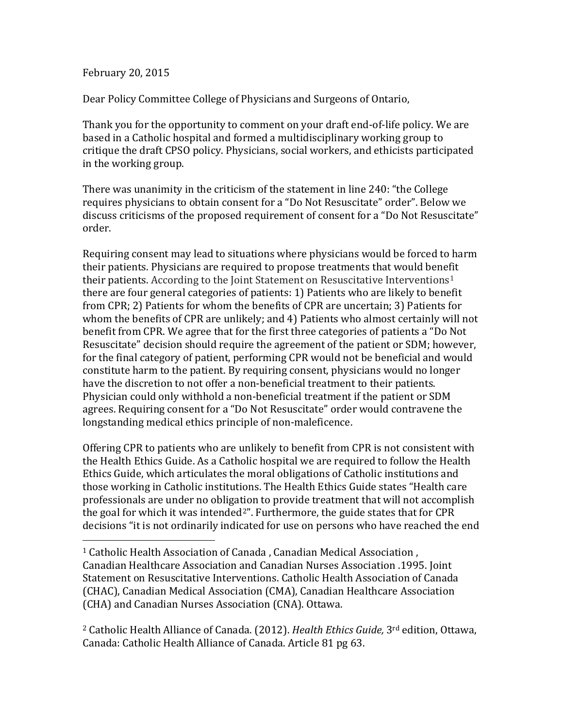February 20, 2015

Dear Policy Committee College of Physicians and Surgeons of Ontario,

Thank you for the opportunity to comment on your draft end-of-life policy. We are based in a Catholic hospital and formed a multidisciplinary working group to critique the draft CPSO policy. Physicians, social workers, and ethicists participated in the working group.

There was unanimity in the criticism of the statement in line 240: "the College requires physicians to obtain consent for a "Do Not Resuscitate" order". Below we discuss criticisms of the proposed requirement of consent for a "Do Not Resuscitate" order.

Requiring consent may lead to situations where physicians would be forced to harm their patients. Physicians are required to propose treatments that would benefit their patients. According to the Joint Statement on Resuscitative Interventions[1] there are four general categories of patients: 1) Patients who are likely to benefit from CPR; 2) Patients for whom the benefits of CPR are uncertain; 3) Patients for whom the benefits of CPR are unlikely; and 4) Patients who almost certainly will not benefit from CPR. We agree that for the first three categories of patients a "Do Not Resuscitate" decision should require the agreement of the patient or SDM; however, for the final category of patient, performing CPR would not be beneficial and would constitute harm to the patient. By requiring consent, physicians would no longer have the discretion to not offer a non-beneficial treatment to their patients. Physician could only withhold a non-beneficial treatment if the patient or SDM agrees. Requiring consent for a "Do Not Resuscitate" order would contravene the longstanding medical ethics principle of non-maleficence.

Offering CPR to patients who are unlikely to benefit from CPR is not consistent with the Health Ethics Guide. As a Catholic hospital we are required to follow the Health Ethics Guide, which articulates the moral obligations of Catholic institutions and those working in Catholic institutions. The Health Ethics Guide states "Health care professionals are under no obligation to provide treatment that will not accomplish the goal for which it was intended[2]". Furthermore, the guide states that for CPR decisions "it is not ordinarily indicated for use on persons who have reached the end

---

[1] Catholic Health Association of Canada , Canadian Medical Association , Canadian Healthcare Association and Canadian Nurses Association .1995. Joint Statement on Resuscitative Interventions. Catholic Health Association of Canada (CHAC), Canadian Medical Association (CMA), Canadian Healthcare Association (CHA) and Canadian Nurses Association (CNA). Ottawa.

[2] Catholic Health Alliance of Canada. (2012). *Health Ethics Guide,* 3rd edition, Ottawa, Canada: Catholic Health Alliance of Canada. Article 81 pg 63.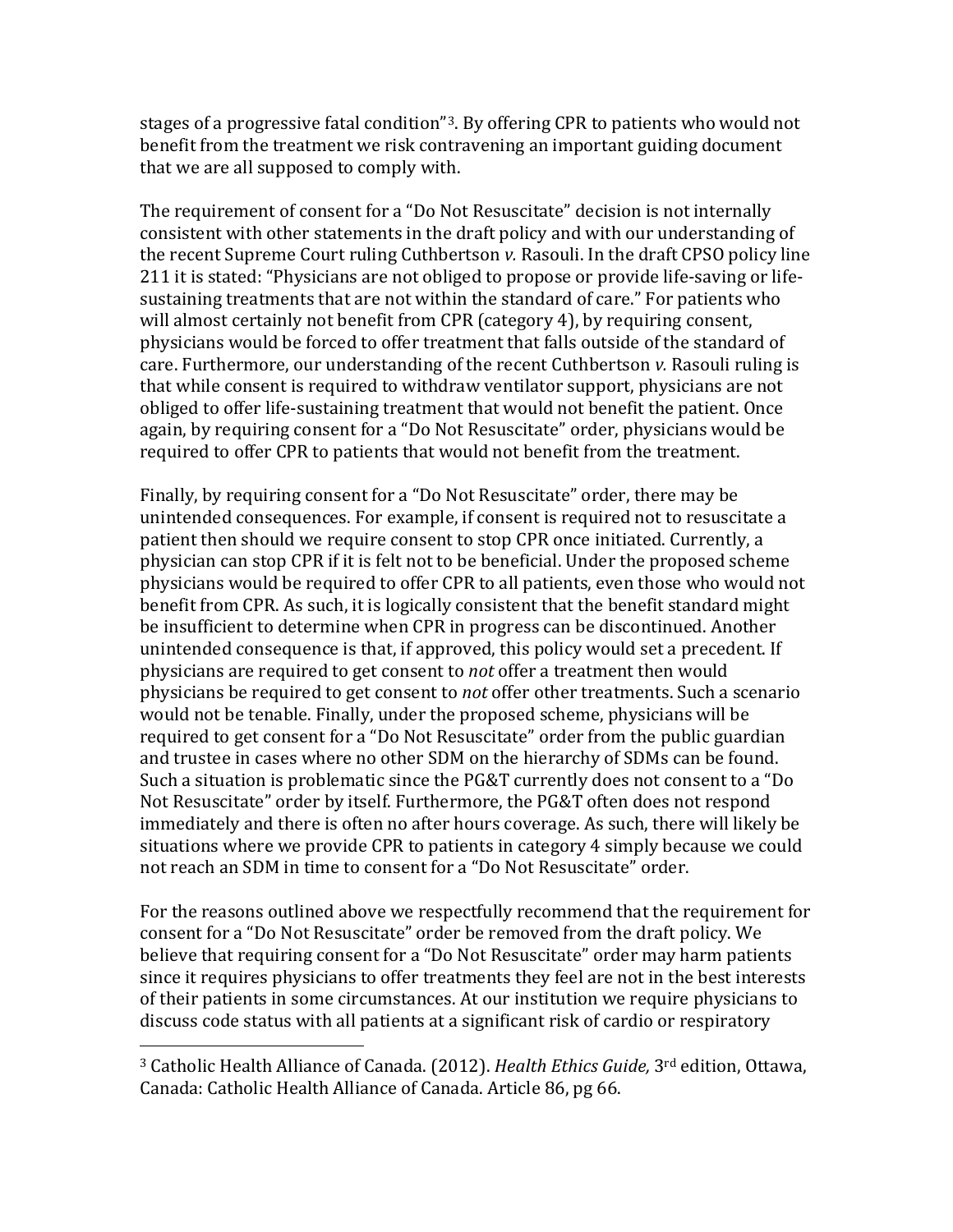stages of a progressive fatal condition"[3]. By offering CPR to patients who would not benefit from the treatment we risk contravening an important guiding document that we are all supposed to comply with.

The requirement of consent for a "Do Not Resuscitate" decision is not internally consistent with other statements in the draft policy and with our understanding of the recent Supreme Court ruling Cuthbertson *v.* Rasouli. In the draft CPSO policy line 211 it is stated: "Physicians are not obliged to propose or provide life-saving or life-sustaining treatments that are not within the standard of care." For patients who will almost certainly not benefit from CPR (category 4), by requiring consent, physicians would be forced to offer treatment that falls outside of the standard of care. Furthermore, our understanding of the recent Cuthbertson *v.* Rasouli ruling is that while consent is required to withdraw ventilator support, physicians are not obliged to offer life-sustaining treatment that would not benefit the patient. Once again, by requiring consent for a "Do Not Resuscitate" order, physicians would be required to offer CPR to patients that would not benefit from the treatment.

Finally, by requiring consent for a "Do Not Resuscitate" order, there may be unintended consequences. For example, if consent is required not to resuscitate a patient then should we require consent to stop CPR once initiated. Currently, a physician can stop CPR if it is felt not to be beneficial. Under the proposed scheme physicians would be required to offer CPR to all patients, even those who would not benefit from CPR. As such, it is logically consistent that the benefit standard might be insufficient to determine when CPR in progress can be discontinued. Another unintended consequence is that, if approved, this policy would set a precedent. If physicians are required to get consent to *not* offer a treatment then would physicians be required to get consent to *not* offer other treatments. Such a scenario would not be tenable. Finally, under the proposed scheme, physicians will be required to get consent for a "Do Not Resuscitate" order from the public guardian and trustee in cases where no other SDM on the hierarchy of SDMs can be found. Such a situation is problematic since the PG&T currently does not consent to a "Do Not Resuscitate" order by itself. Furthermore, the PG&T often does not respond immediately and there is often no after hours coverage. As such, there will likely be situations where we provide CPR to patients in category 4 simply because we could not reach an SDM in time to consent for a "Do Not Resuscitate" order.

For the reasons outlined above we respectfully recommend that the requirement for consent for a "Do Not Resuscitate" order be removed from the draft policy. We believe that requiring consent for a "Do Not Resuscitate" order may harm patients since it requires physicians to offer treatments they feel are not in the best interests of their patients in some circumstances. At our institution we require physicians to discuss code status with all patients at a significant risk of cardio or respiratory

---

[3] Catholic Health Alliance of Canada. (2012). *Health Ethics Guide,* 3rd edition, Ottawa, Canada: Catholic Health Alliance of Canada. Article 86, pg 66.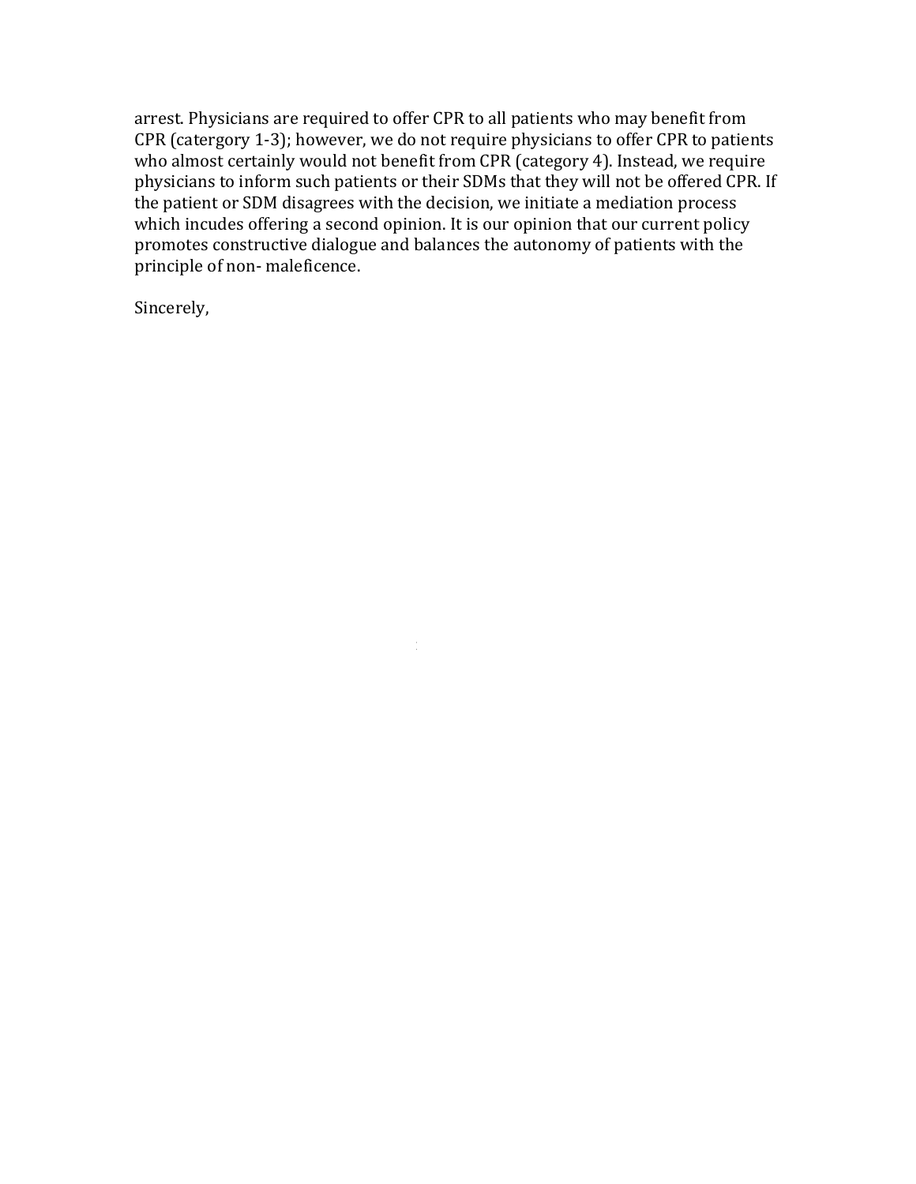arrest. Physicians are required to offer CPR to all patients who may benefit from CPR (catergory 1-3); however, we do not require physicians to offer CPR to patients who almost certainly would not benefit from CPR (category 4). Instead, we require physicians to inform such patients or their SDMs that they will not be offered CPR. If the patient or SDM disagrees with the decision, we initiate a mediation process which incudes offering a second opinion. It is our opinion that our current policy promotes constructive dialogue and balances the autonomy of patients with the principle of non- maleficence.

Sincerely,